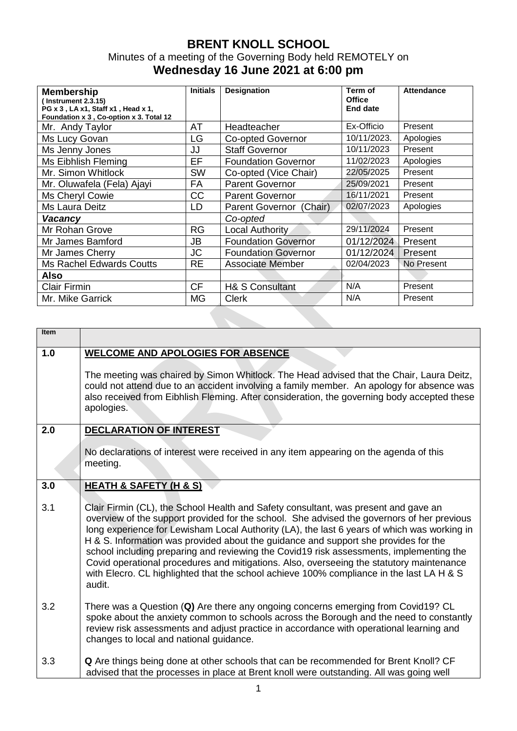# BRENT KNOLL SCHOOL

Minutes of a meeting of the Governing Body held REMOTELY on

## Wednesday 16 June 2021 at 6:00 pm

| **Membership** (Instrument 2.3.15) PG x 3 , LA x1, Staff x1 , Head x 1, Foundation x 3 , Co-option x 3. Total 12 | **Initials** | **Designation** | **Term of Office End date** | **Attendance** |
|---|---|---|---|---|
| Mr. Andy Taylor | AT | Headteacher | Ex-Officio | Present |
| Ms Lucy Govan | LG | Co-opted Governor | 10/11/2023. | Apologies |
| Ms Jenny Jones | JJ | Staff Governor | 10/11/2023 | Present |
| Ms Eibhlish Fleming | EF | Foundation Governor | 11/02/2023 | Apologies |
| Mr. Simon Whitlock | SW | Co-opted (Vice Chair) | 22/05/2025 | Present |
| Mr. Oluwafela (Fela) Ajayi | FA | Parent Governor | 25/09/2021 | Present |
| Ms Cheryl Cowie | CC | Parent Governor | 16/11/2021 | Present |
| Ms Laura Deitz | LD | Parent Governor (Chair) | 02/07/2023 | Apologies |
| ***Vacancy*** | | *Co-opted* | | |
| Mr Rohan Grove | RG | Local Authority | 29/11/2024 | Present |
| Mr James Bamford | JB | Foundation Governor | 01/12/2024 | Present |
| Mr James Cherry | JC | Foundation Governor | 01/12/2024 | Present |
| Ms Rachel Edwards Coutts | RE | Associate Member | 02/04/2023 | No Present |
| **Also** | | | | |
| Clair Firmin | CF | H& S Consultant | N/A | Present |
| Mr. Mike Garrick | MG | Clerk | N/A | Present |

| **Item** | |
|---|---|
| **1.0** | **WELCOME AND APOLOGIES FOR ABSENCE**<br><br>The meeting was chaired by Simon Whitlock. The Head advised that the Chair, Laura Deitz, could not attend due to an accident involving a family member. An apology for absence was also received from Eibhlish Fleming. After consideration, the governing body accepted these apologies. |
| **2.0** | **DECLARATION OF INTEREST**<br><br>No declarations of interest were received in any item appearing on the agenda of this meeting. |
| **3.0** | **HEATH & SAFETY (H & S)** |
| 3.1 | Clair Firmin (CL), the School Health and Safety consultant, was present and gave an overview of the support provided for the school. She advised the governors of her previous long experience for Lewisham Local Authority (LA), the last 6 years of which was working in H & S. Information was provided about the guidance and support she provides for the school including preparing and reviewing the Covid19 risk assessments, implementing the Covid operational procedures and mitigations. Also, overseeing the statutory maintenance with Elecro. CL highlighted that the school achieve 100% compliance in the last LA H & S audit. |
| 3.2 | There was a Question (**Q)** Are there any ongoing concerns emerging from Covid19? CL spoke about the anxiety common to schools across the Borough and the need to constantly review risk assessments and adjust practice in accordance with operational learning and changes to local and national guidance. |
| 3.3 | **Q** Are things being done at other schools that can be recommended for Brent Knoll? CF advised that the processes in place at Brent knoll were outstanding. All was going well |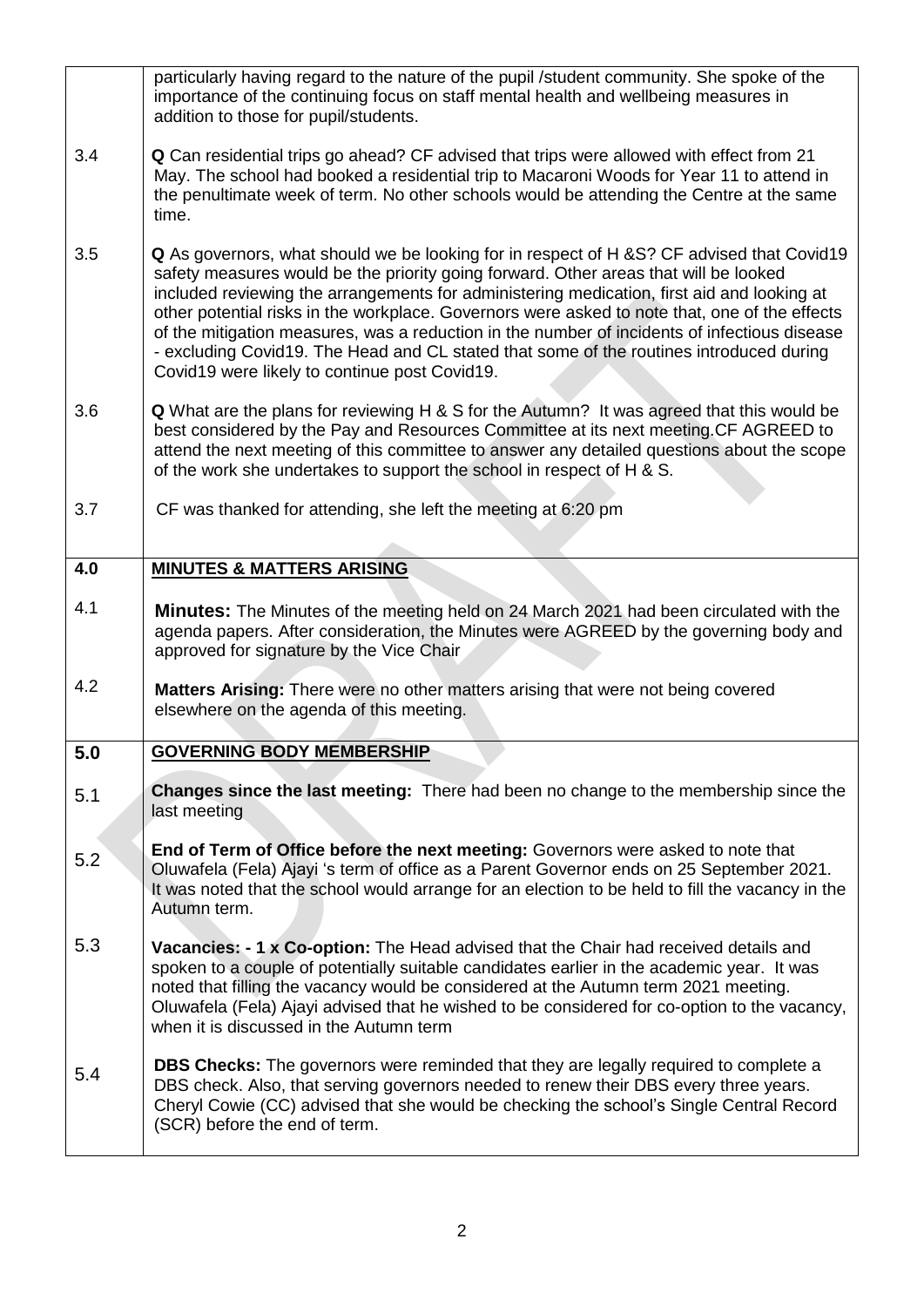| | |
|---|---|
| | particularly having regard to the nature of the pupil /student community. She spoke of the importance of the continuing focus on staff mental health and wellbeing measures in addition to those for pupil/students. |
| 3.4 | **Q** Can residential trips go ahead? CF advised that trips were allowed with effect from 21 May. The school had booked a residential trip to Macaroni Woods for Year 11 to attend in the penultimate week of term. No other schools would be attending the Centre at the same time. |
| 3.5 | **Q** As governors, what should we be looking for in respect of H &S? CF advised that Covid19 safety measures would be the priority going forward. Other areas that will be looked included reviewing the arrangements for administering medication, first aid and looking at other potential risks in the workplace. Governors were asked to note that, one of the effects of the mitigation measures, was a reduction in the number of incidents of infectious disease - excluding Covid19. The Head and CL stated that some of the routines introduced during Covid19 were likely to continue post Covid19. |
| 3.6 | **Q** What are the plans for reviewing H & S for the Autumn? It was agreed that this would be best considered by the Pay and Resources Committee at its next meeting.CF AGREED to attend the next meeting of this committee to answer any detailed questions about the scope of the work she undertakes to support the school in respect of H & S. |
| 3.7 | CF was thanked for attending, she left the meeting at 6:20 pm |
| **4.0** | **<u>MINUTES & MATTERS ARISING</u>** |
| 4.1 | **Minutes:** The Minutes of the meeting held on 24 March 2021 had been circulated with the agenda papers. After consideration, the Minutes were AGREED by the governing body and approved for signature by the Vice Chair |
| 4.2 | **Matters Arising:** There were no other matters arising that were not being covered elsewhere on the agenda of this meeting. |
| **5.0** | **<u>GOVERNING BODY MEMBERSHIP</u>** |
| 5.1 | **Changes since the last meeting:** There had been no change to the membership since the last meeting |
| 5.2 | **End of Term of Office before the next meeting:** Governors were asked to note that Oluwafela (Fela) Ajayi 's term of office as a Parent Governor ends on 25 September 2021. It was noted that the school would arrange for an election to be held to fill the vacancy in the Autumn term. |
| 5.3 | **Vacancies: - 1 x Co-option:** The Head advised that the Chair had received details and spoken to a couple of potentially suitable candidates earlier in the academic year. It was noted that filling the vacancy would be considered at the Autumn term 2021 meeting. Oluwafela (Fela) Ajayi advised that he wished to be considered for co-option to the vacancy, when it is discussed in the Autumn term |
| 5.4 | **DBS Checks:** The governors were reminded that they are legally required to complete a DBS check. Also, that serving governors needed to renew their DBS every three years. Cheryl Cowie (CC) advised that she would be checking the school's Single Central Record (SCR) before the end of term. |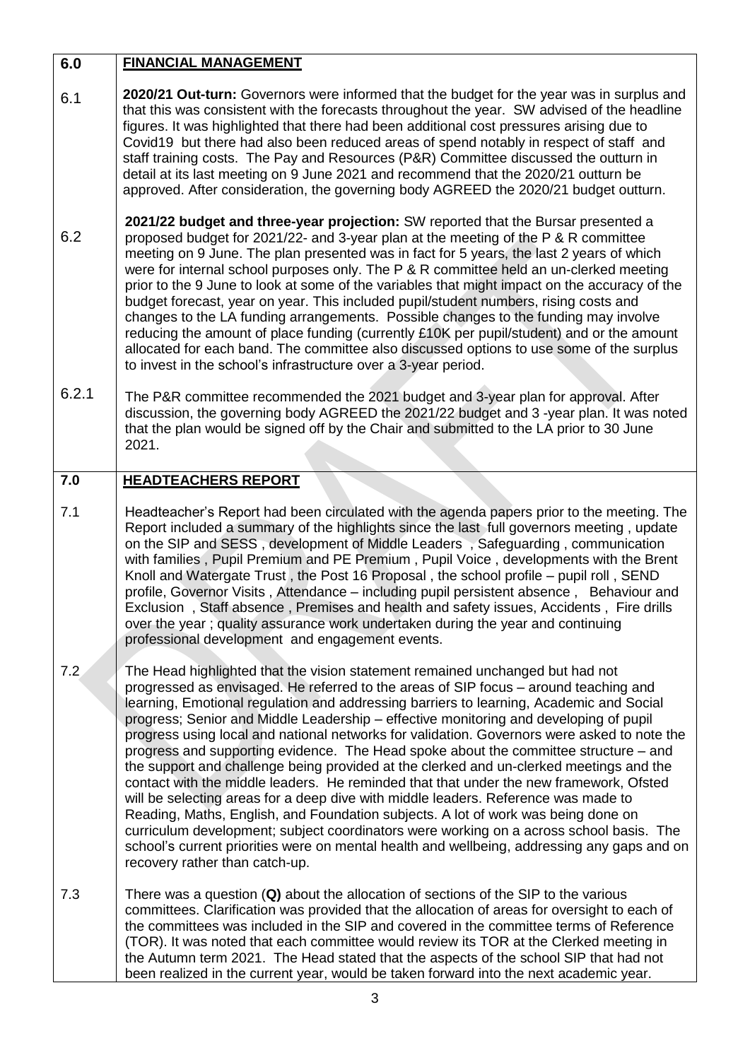| | |
|---|---|
| **6.0** | **FINANCIAL MANAGEMENT** |
| 6.1 | **2020/21 Out-turn:** Governors were informed that the budget for the year was in surplus and that this was consistent with the forecasts throughout the year. SW advised of the headline figures. It was highlighted that there had been additional cost pressures arising due to Covid19 but there had also been reduced areas of spend notably in respect of staff and staff training costs. The Pay and Resources (P&R) Committee discussed the outturn in detail at its last meeting on 9 June 2021 and recommend that the 2020/21 outturn be approved. After consideration, the governing body AGREED the 2020/21 budget outturn. |
| 6.2 | **2021/22 budget and three-year projection:** SW reported that the Bursar presented a proposed budget for 2021/22- and 3-year plan at the meeting of the P & R committee meeting on 9 June. The plan presented was in fact for 5 years, the last 2 years of which were for internal school purposes only. The P & R committee held an un-clerked meeting prior to the 9 June to look at some of the variables that might impact on the accuracy of the budget forecast, year on year. This included pupil/student numbers, rising costs and changes to the LA funding arrangements. Possible changes to the funding may involve reducing the amount of place funding (currently £10K per pupil/student) and or the amount allocated for each band. The committee also discussed options to use some of the surplus to invest in the school's infrastructure over a 3-year period. |
| 6.2.1 | The P&R committee recommended the 2021 budget and 3-year plan for approval. After discussion, the governing body AGREED the 2021/22 budget and 3 -year plan. It was noted that the plan would be signed off by the Chair and submitted to the LA prior to 30 June 2021. |
| **7.0** | **HEADTEACHERS REPORT** |
| 7.1 | Headteacher's Report had been circulated with the agenda papers prior to the meeting. The Report included a summary of the highlights since the last full governors meeting , update on the SIP and SESS , development of Middle Leaders , Safeguarding , communication with families , Pupil Premium and PE Premium , Pupil Voice , developments with the Brent Knoll and Watergate Trust , the Post 16 Proposal , the school profile – pupil roll , SEND profile, Governor Visits , Attendance – including pupil persistent absence , Behaviour and Exclusion , Staff absence , Premises and health and safety issues, Accidents , Fire drills over the year ; quality assurance work undertaken during the year and continuing professional development and engagement events. |
| 7.2 | The Head highlighted that the vision statement remained unchanged but had not progressed as envisaged. He referred to the areas of SIP focus – around teaching and learning, Emotional regulation and addressing barriers to learning, Academic and Social progress; Senior and Middle Leadership – effective monitoring and developing of pupil progress using local and national networks for validation. Governors were asked to note the progress and supporting evidence. The Head spoke about the committee structure – and the support and challenge being provided at the clerked and un-clerked meetings and the contact with the middle leaders. He reminded that that under the new framework, Ofsted will be selecting areas for a deep dive with middle leaders. Reference was made to Reading, Maths, English, and Foundation subjects. A lot of work was being done on curriculum development; subject coordinators were working on a across school basis. The school's current priorities were on mental health and wellbeing, addressing any gaps and on recovery rather than catch-up. |
| 7.3 | There was a question (**Q)** about the allocation of sections of the SIP to the various committees. Clarification was provided that the allocation of areas for oversight to each of the committees was included in the SIP and covered in the committee terms of Reference (TOR). It was noted that each committee would review its TOR at the Clerked meeting in the Autumn term 2021. The Head stated that the aspects of the school SIP that had not been realized in the current year, would be taken forward into the next academic year. |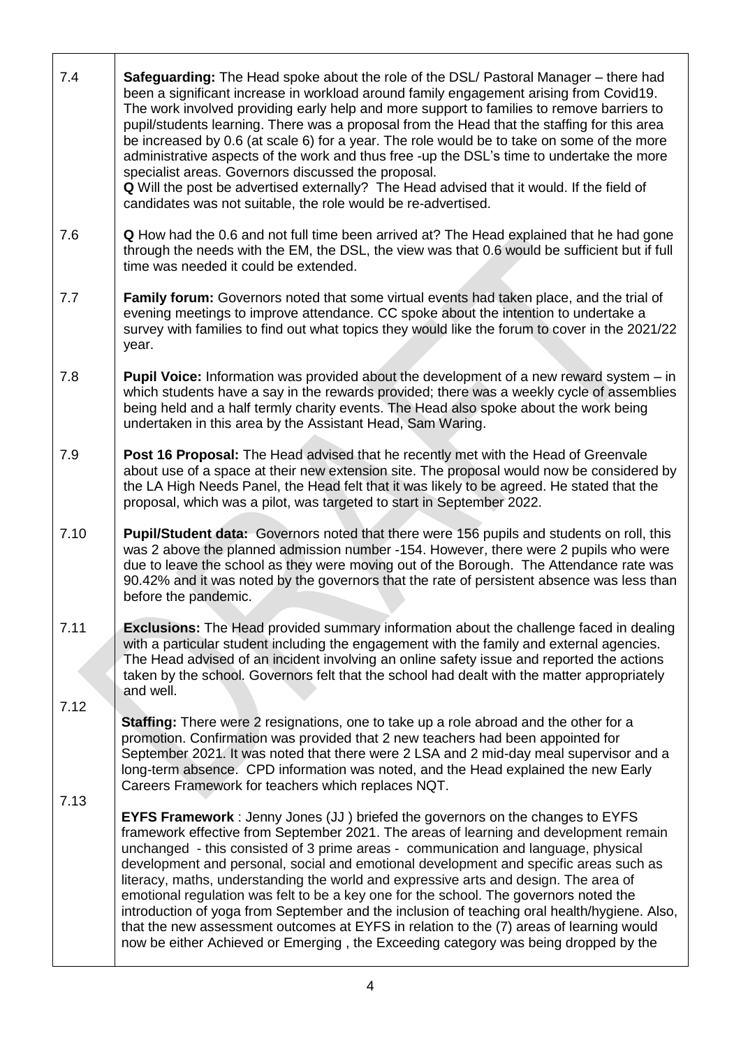| | |
|---|---|
| 7.4 | **Safeguarding:** The Head spoke about the role of the DSL/ Pastoral Manager – there had been a significant increase in workload around family engagement arising from Covid19. The work involved providing early help and more support to families to remove barriers to pupil/students learning. There was a proposal from the Head that the staffing for this area be increased by 0.6 (at scale 6) for a year. The role would be to take on some of the more administrative aspects of the work and thus free -up the DSL's time to undertake the more specialist areas. Governors discussed the proposal.<br>**Q** Will the post be advertised externally? The Head advised that it would. If the field of candidates was not suitable, the role would be re-advertised. |
| 7.6 | **Q** How had the 0.6 and not full time been arrived at? The Head explained that he had gone through the needs with the EM, the DSL, the view was that 0.6 would be sufficient but if full time was needed it could be extended. |
| 7.7 | **Family forum:** Governors noted that some virtual events had taken place, and the trial of evening meetings to improve attendance. CC spoke about the intention to undertake a survey with families to find out what topics they would like the forum to cover in the 2021/22 year. |
| 7.8 | **Pupil Voice:** Information was provided about the development of a new reward system – in which students have a say in the rewards provided; there was a weekly cycle of assemblies being held and a half termly charity events. The Head also spoke about the work being undertaken in this area by the Assistant Head, Sam Waring. |
| 7.9 | **Post 16 Proposal:** The Head advised that he recently met with the Head of Greenvale about use of a space at their new extension site. The proposal would now be considered by the LA High Needs Panel, the Head felt that it was likely to be agreed. He stated that the proposal, which was a pilot, was targeted to start in September 2022. |
| 7.10 | **Pupil/Student data:** Governors noted that there were 156 pupils and students on roll, this was 2 above the planned admission number -154. However, there were 2 pupils who were due to leave the school as they were moving out of the Borough. The Attendance rate was 90.42% and it was noted by the governors that the rate of persistent absence was less than before the pandemic. |
| 7.11 | **Exclusions:** The Head provided summary information about the challenge faced in dealing with a particular student including the engagement with the family and external agencies. The Head advised of an incident involving an online safety issue and reported the actions taken by the school. Governors felt that the school had dealt with the matter appropriately and well. |
| 7.12 | **Staffing:** There were 2 resignations, one to take up a role abroad and the other for a promotion. Confirmation was provided that 2 new teachers had been appointed for September 2021. It was noted that there were 2 LSA and 2 mid-day meal supervisor and a long-term absence. CPD information was noted, and the Head explained the new Early Careers Framework for teachers which replaces NQT. |
| 7.13 | **EYFS Framework** : Jenny Jones (JJ ) briefed the governors on the changes to EYFS framework effective from September 2021. The areas of learning and development remain unchanged - this consisted of 3 prime areas - communication and language, physical development and personal, social and emotional development and specific areas such as literacy, maths, understanding the world and expressive arts and design. The area of emotional regulation was felt to be a key one for the school. The governors noted the introduction of yoga from September and the inclusion of teaching oral health/hygiene. Also, that the new assessment outcomes at EYFS in relation to the (7) areas of learning would now be either Achieved or Emerging , the Exceeding category was being dropped by the |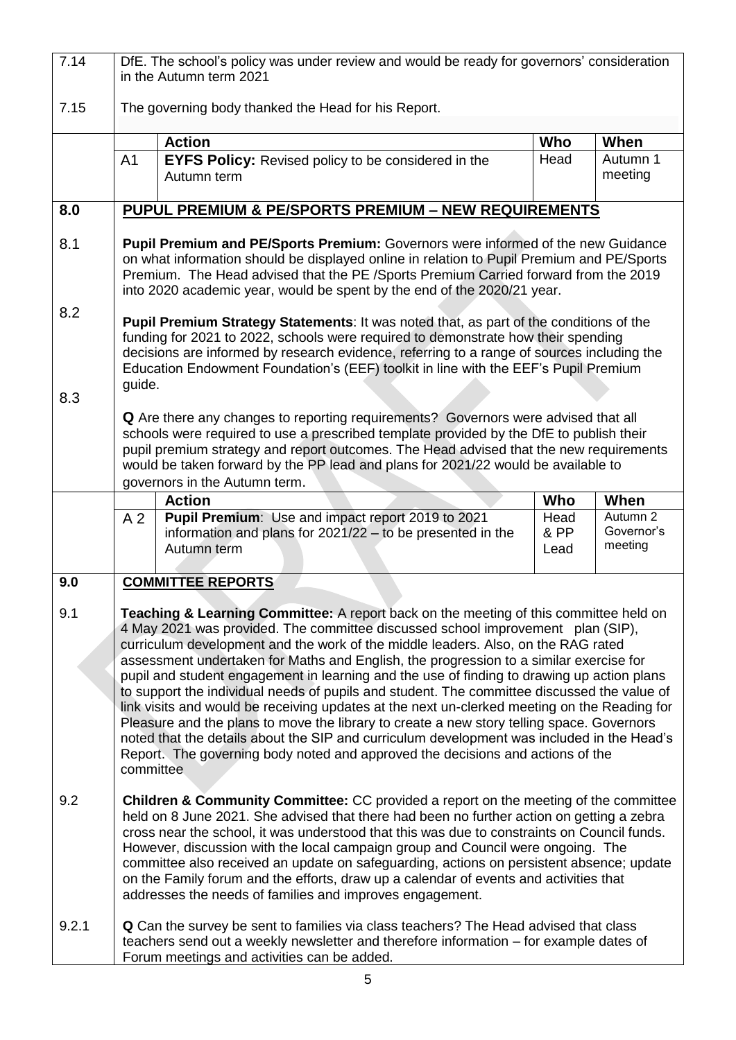| | |
|---|---|
| 7.14 | DfE. The school's policy was under review and would be ready for governors' consideration in the Autumn term 2021 |
| 7.15 | The governing body thanked the Head for his Report. |

| | Action | Who | When |
|---|---|---|---|
| A1 | **EYFS Policy:** Revised policy to be considered in the Autumn term | Head | Autumn 1 meeting |

## 8.0 PUPUL PREMIUM & PE/SPORTS PREMIUM – NEW REQUIREMENTS

8.1 **Pupil Premium and PE/Sports Premium:** Governors were informed of the new Guidance on what information should be displayed online in relation to Pupil Premium and PE/Sports Premium. The Head advised that the PE /Sports Premium Carried forward from the 2019 into 2020 academic year, would be spent by the end of the 2020/21 year.

8.2 **Pupil Premium Strategy Statements**: It was noted that, as part of the conditions of the funding for 2021 to 2022, schools were required to demonstrate how their spending decisions are informed by research evidence, referring to a range of sources including the Education Endowment Foundation's (EEF) toolkit in line with the EEF's Pupil Premium guide.

8.3 **Q** Are there any changes to reporting requirements? Governors were advised that all schools were required to use a prescribed template provided by the DfE to publish their pupil premium strategy and report outcomes. The Head advised that the new requirements would be taken forward by the PP lead and plans for 2021/22 would be available to governors in the Autumn term.

| | Action | Who | When |
|---|---|---|---|
| A 2 | **Pupil Premium**: Use and impact report 2019 to 2021 information and plans for 2021/22 – to be presented in the Autumn term | Head & PP Lead | Autumn 2 Governor's meeting |

## 9.0 COMMITTEE REPORTS

9.1 **Teaching & Learning Committee:** A report back on the meeting of this committee held on 4 May 2021 was provided. The committee discussed school improvement plan (SIP), curriculum development and the work of the middle leaders. Also, on the RAG rated assessment undertaken for Maths and English, the progression to a similar exercise for pupil and student engagement in learning and the use of finding to drawing up action plans to support the individual needs of pupils and student. The committee discussed the value of link visits and would be receiving updates at the next un-clerked meeting on the Reading for Pleasure and the plans to move the library to create a new story telling space. Governors noted that the details about the SIP and curriculum development was included in the Head's Report. The governing body noted and approved the decisions and actions of the committee

9.2 **Children & Community Committee:** CC provided a report on the meeting of the committee held on 8 June 2021. She advised that there had been no further action on getting a zebra cross near the school, it was understood that this was due to constraints on Council funds. However, discussion with the local campaign group and Council were ongoing. The committee also received an update on safeguarding, actions on persistent absence; update on the Family forum and the efforts, draw up a calendar of events and activities that addresses the needs of families and improves engagement.

9.2.1 **Q** Can the survey be sent to families via class teachers? The Head advised that class teachers send out a weekly newsletter and therefore information – for example dates of Forum meetings and activities can be added.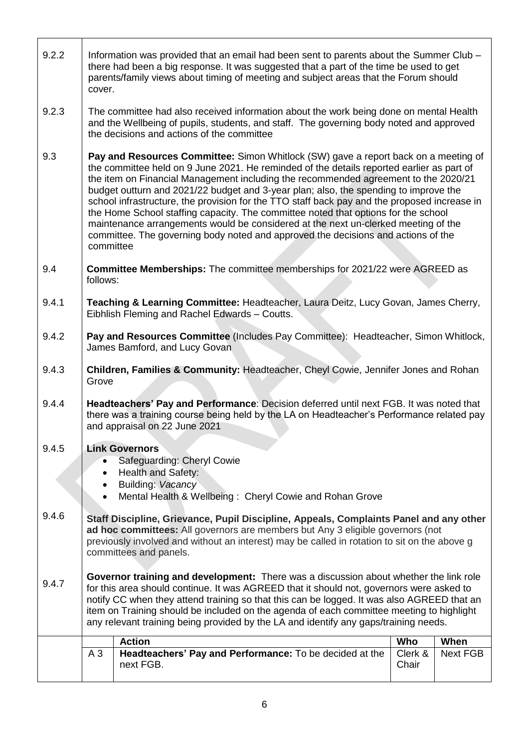| | |
|---|---|
| 9.2.2 | Information was provided that an email had been sent to parents about the Summer Club – there had been a big response. It was suggested that a part of the time be used to get parents/family views about timing of meeting and subject areas that the Forum should cover. |
| 9.2.3 | The committee had also received information about the work being done on mental Health and the Wellbeing of pupils, students, and staff. The governing body noted and approved the decisions and actions of the committee |
| 9.3 | **Pay and Resources Committee:** Simon Whitlock (SW) gave a report back on a meeting of the committee held on 9 June 2021. He reminded of the details reported earlier as part of the item on Financial Management including the recommended agreement to the 2020/21 budget outturn and 2021/22 budget and 3-year plan; also, the spending to improve the school infrastructure, the provision for the TTO staff back pay and the proposed increase in the Home School staffing capacity. The committee noted that options for the school maintenance arrangements would be considered at the next un-clerked meeting of the committee. The governing body noted and approved the decisions and actions of the committee |
| 9.4 | **Committee Memberships:** The committee memberships for 2021/22 were AGREED as follows: |
| 9.4.1 | **Teaching & Learning Committee:** Headteacher, Laura Deitz, Lucy Govan, James Cherry, Eibhlish Fleming and Rachel Edwards – Coutts. |
| 9.4.2 | **Pay and Resources Committee** (Includes Pay Committee): Headteacher, Simon Whitlock, James Bamford, and Lucy Govan |
| 9.4.3 | **Children, Families & Community:** Headteacher, Cheyl Cowie, Jennifer Jones and Rohan Grove |
| 9.4.4 | **Headteachers' Pay and Performance**: Decision deferred until next FGB. It was noted that there was a training course being held by the LA on Headteacher's Performance related pay and appraisal on 22 June 2021 |
| 9.4.5 | **Link Governors**<br>• Safeguarding: Cheryl Cowie<br>• Health and Safety:<br>• Building: *Vacancy*<br>• Mental Health & Wellbeing : Cheryl Cowie and Rohan Grove |
| 9.4.6 | **Staff Discipline, Grievance, Pupil Discipline, Appeals, Complaints Panel and any other ad hoc committees:** All governors are members but Any 3 eligible governors (not previously involved and without an interest) may be called in rotation to sit on the above g committees and panels. |
| 9.4.7 | **Governor training and development:** There was a discussion about whether the link role for this area should continue. It was AGREED that it should not, governors were asked to notify CC when they attend training so that this can be logged. It was also AGREED that an item on Training should be included on the agenda of each committee meeting to highlight any relevant training being provided by the LA and identify any gaps/training needs. |

| | Action | Who | When |
|---|---|---|---|
| A 3 | **Headteachers' Pay and Performance:** To be decided at the next FGB. | Clerk & Chair | Next FGB |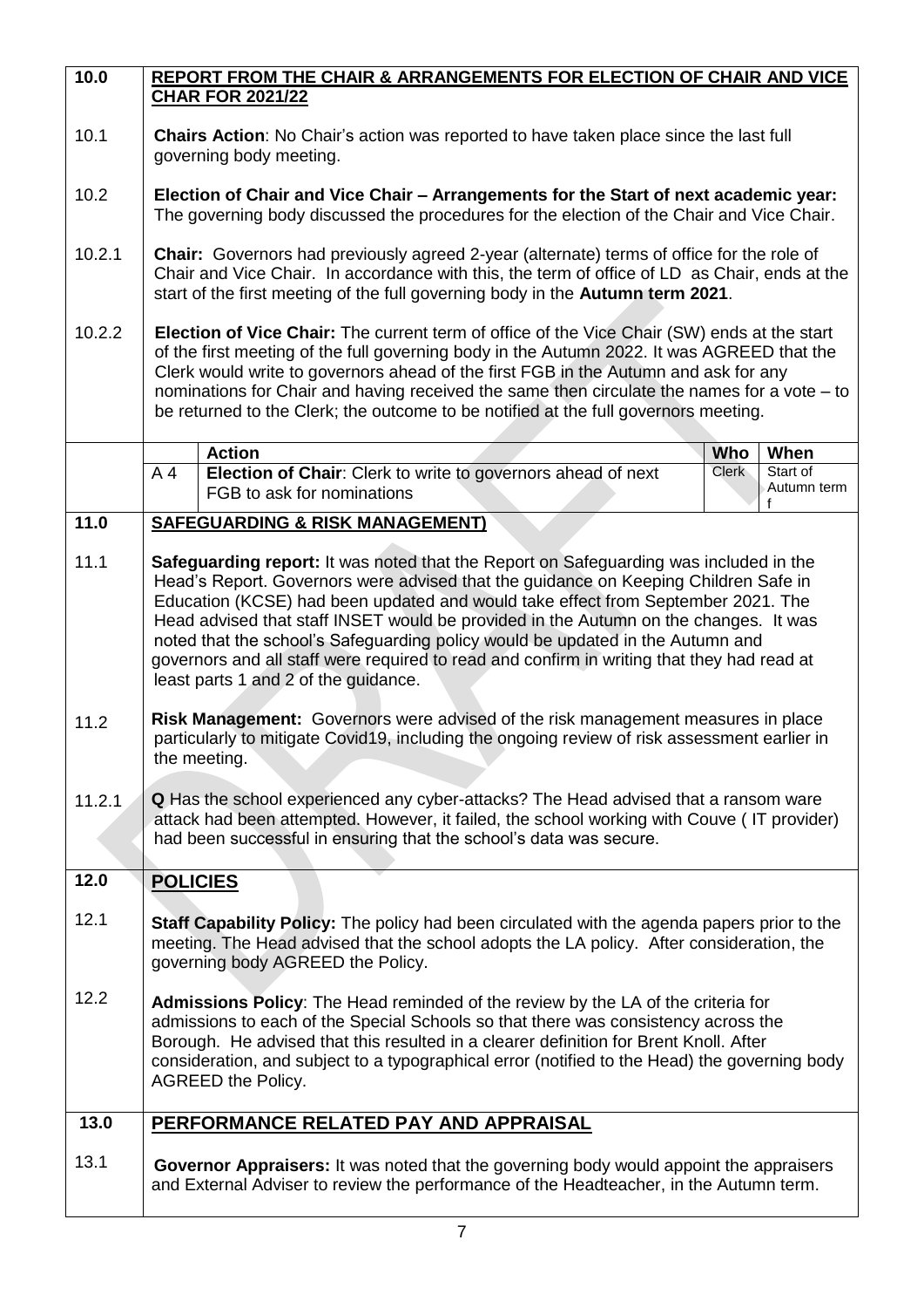| | |
|---|---|
| **10.0** | **REPORT FROM THE CHAIR & ARRANGEMENTS FOR ELECTION OF CHAIR AND VICE CHAR FOR 2021/22** |
| 10.1 | **Chairs Action**: No Chair's action was reported to have taken place since the last full governing body meeting. |
| 10.2 | **Election of Chair and Vice Chair – Arrangements for the Start of next academic year:** The governing body discussed the procedures for the election of the Chair and Vice Chair. |
| 10.2.1 | **Chair:** Governors had previously agreed 2-year (alternate) terms of office for the role of Chair and Vice Chair. In accordance with this, the term of office of LD as Chair, ends at the start of the first meeting of the full governing body in the **Autumn term 2021**. |
| 10.2.2 | **Election of Vice Chair:** The current term of office of the Vice Chair (SW) ends at the start of the first meeting of the full governing body in the Autumn 2022. It was AGREED that the Clerk would write to governors ahead of the first FGB in the Autumn and ask for any nominations for Chair and having received the same then circulate the names for a vote – to be returned to the Clerk; the outcome to be notified at the full governors meeting. |

| | Action | Who | When |
|---|---|---|---|
| A 4 | **Election of Chair**: Clerk to write to governors ahead of next FGB to ask for nominations | Clerk | Start of Autumn term f |

| | |
|---|---|
| **11.0** | **SAFEGUARDING & RISK MANAGEMENT)** |
| 11.1 | **Safeguarding report:** It was noted that the Report on Safeguarding was included in the Head's Report. Governors were advised that the guidance on Keeping Children Safe in Education (KCSE) had been updated and would take effect from September 2021. The Head advised that staff INSET would be provided in the Autumn on the changes. It was noted that the school's Safeguarding policy would be updated in the Autumn and governors and all staff were required to read and confirm in writing that they had read at least parts 1 and 2 of the guidance. |
| 11.2 | **Risk Management:** Governors were advised of the risk management measures in place particularly to mitigate Covid19, including the ongoing review of risk assessment earlier in the meeting. |
| 11.2.1 | **Q** Has the school experienced any cyber-attacks? The Head advised that a ransom ware attack had been attempted. However, it failed, the school working with Couve ( IT provider) had been successful in ensuring that the school's data was secure. |
| **12.0** | **POLICIES** |
| 12.1 | **Staff Capability Policy:** The policy had been circulated with the agenda papers prior to the meeting. The Head advised that the school adopts the LA policy. After consideration, the governing body AGREED the Policy. |
| 12.2 | **Admissions Policy**: The Head reminded of the review by the LA of the criteria for admissions to each of the Special Schools so that there was consistency across the Borough. He advised that this resulted in a clearer definition for Brent Knoll. After consideration, and subject to a typographical error (notified to the Head) the governing body AGREED the Policy. |
| **13.0** | **PERFORMANCE RELATED PAY AND APPRAISAL** |
| 13.1 | **Governor Appraisers:** It was noted that the governing body would appoint the appraisers and External Adviser to review the performance of the Headteacher, in the Autumn term. |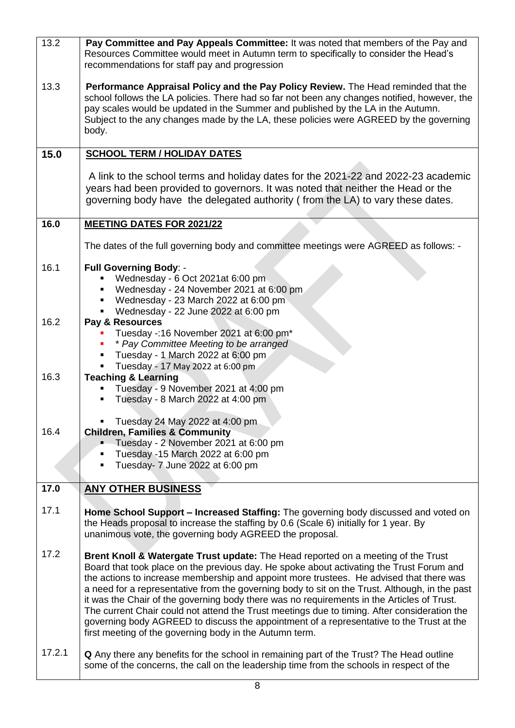| | |
|---|---|
| 13.2 | **Pay Committee and Pay Appeals Committee:** It was noted that members of the Pay and Resources Committee would meet in Autumn term to specifically to consider the Head's recommendations for staff pay and progression |
| 13.3 | **Performance Appraisal Policy and the Pay Policy Review.** The Head reminded that the school follows the LA policies. There had so far not been any changes notified, however, the pay scales would be updated in the Summer and published by the LA in the Autumn. Subject to the any changes made by the LA, these policies were AGREED by the governing body. |
| **15.0** | **SCHOOL TERM / HOLIDAY DATES** |
| | A link to the school terms and holiday dates for the 2021-22 and 2022-23 academic years had been provided to governors. It was noted that neither the Head or the governing body have the delegated authority ( from the LA) to vary these dates. |
| **16.0** | **MEETING DATES FOR 2021/22** |
| | The dates of the full governing body and committee meetings were AGREED as follows: - |
| 16.1 | **Full Governing Body**: -<br>▪ Wednesday - 6 Oct 2021at 6:00 pm<br>▪ Wednesday - 24 November 2021 at 6:00 pm<br>▪ Wednesday - 23 March 2022 at 6:00 pm<br>▪ Wednesday - 22 June 2022 at 6:00 pm |
| 16.2 | **Pay & Resources**<br>▪ Tuesday -:16 November 2021 at 6:00 pm*<br>▪ *\* Pay Committee Meeting to be arranged*<br>▪ Tuesday - 1 March 2022 at 6:00 pm<br>▪ Tuesday - 17 May 2022 at 6:00 pm |
| 16.3 | **Teaching & Learning**<br>▪ Tuesday - 9 November 2021 at 4:00 pm<br>▪ Tuesday - 8 March 2022 at 4:00 pm<br>▪ Tuesday 24 May 2022 at 4:00 pm |
| 16.4 | **Children, Families & Community**<br>▪ Tuesday - 2 November 2021 at 6:00 pm<br>▪ Tuesday -15 March 2022 at 6:00 pm<br>▪ Tuesday- 7 June 2022 at 6:00 pm |
| **17.0** | **ANY OTHER BUSINESS** |
| 17.1 | **Home School Support – Increased Staffing:** The governing body discussed and voted on the Heads proposal to increase the staffing by 0.6 (Scale 6) initially for 1 year. By unanimous vote, the governing body AGREED the proposal. |
| 17.2 | **Brent Knoll & Watergate Trust update:** The Head reported on a meeting of the Trust Board that took place on the previous day. He spoke about activating the Trust Forum and the actions to increase membership and appoint more trustees. He advised that there was a need for a representative from the governing body to sit on the Trust. Although, in the past it was the Chair of the governing body there was no requirements in the Articles of Trust. The current Chair could not attend the Trust meetings due to timing. After consideration the governing body AGREED to discuss the appointment of a representative to the Trust at the first meeting of the governing body in the Autumn term. |
| 17.2.1 | **Q** Any there any benefits for the school in remaining part of the Trust? The Head outline some of the concerns, the call on the leadership time from the schools in respect of the |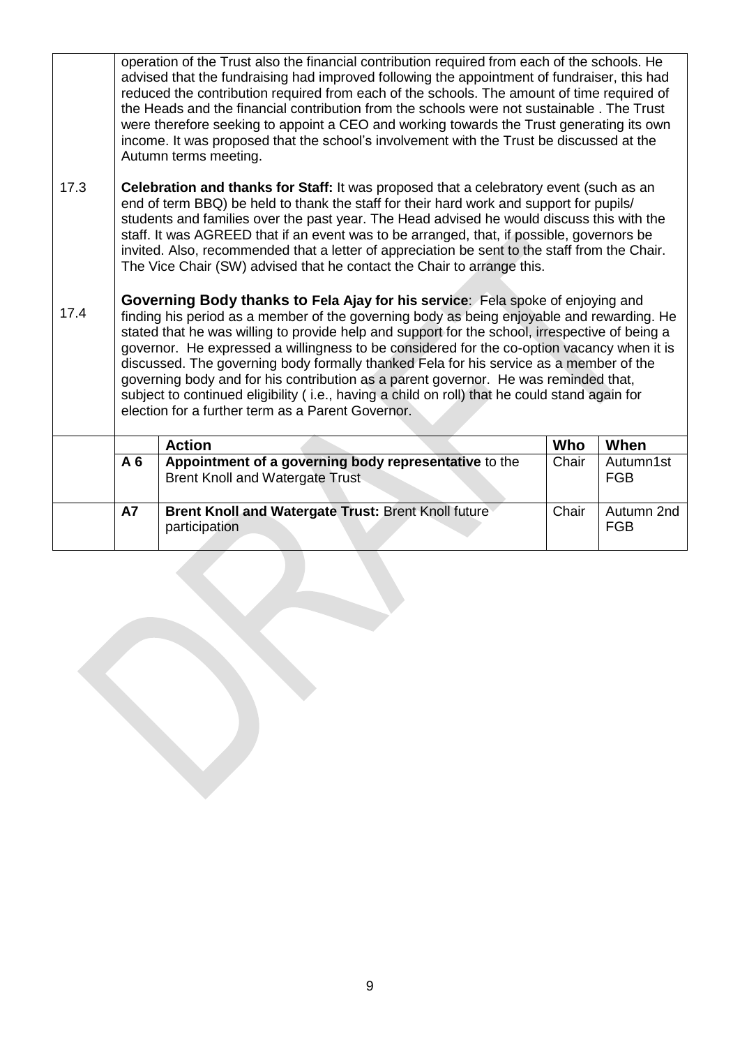operation of the Trust also the financial contribution required from each of the schools. He advised that the fundraising had improved following the appointment of fundraiser, this had reduced the contribution required from each of the schools. The amount of time required of the Heads and the financial contribution from the schools were not sustainable . The Trust were therefore seeking to appoint a CEO and working towards the Trust generating its own income. It was proposed that the school's involvement with the Trust be discussed at the Autumn terms meeting.

17.3 **Celebration and thanks for Staff:** It was proposed that a celebratory event (such as an end of term BBQ) be held to thank the staff for their hard work and support for pupils/ students and families over the past year. The Head advised he would discuss this with the staff. It was AGREED that if an event was to be arranged, that, if possible, governors be invited. Also, recommended that a letter of appreciation be sent to the staff from the Chair. The Vice Chair (SW) advised that he contact the Chair to arrange this.

17.4 **Governing Body thanks to Fela Ajay for his service**: Fela spoke of enjoying and finding his period as a member of the governing body as being enjoyable and rewarding. He stated that he was willing to provide help and support for the school, irrespective of being a governor. He expressed a willingness to be considered for the co-option vacancy when it is discussed. The governing body formally thanked Fela for his service as a member of the governing body and for his contribution as a parent governor. He was reminded that, subject to continued eligibility ( i.e., having a child on roll) that he could stand again for election for a further term as a Parent Governor.

| | Action | Who | When |
|---|---|---|---|
| A 6 | **Appointment of a governing body representative** to the Brent Knoll and Watergate Trust | Chair | Autumn1st FGB |
| A7 | **Brent Knoll and Watergate Trust:** Brent Knoll future participation | Chair | Autumn 2nd FGB |